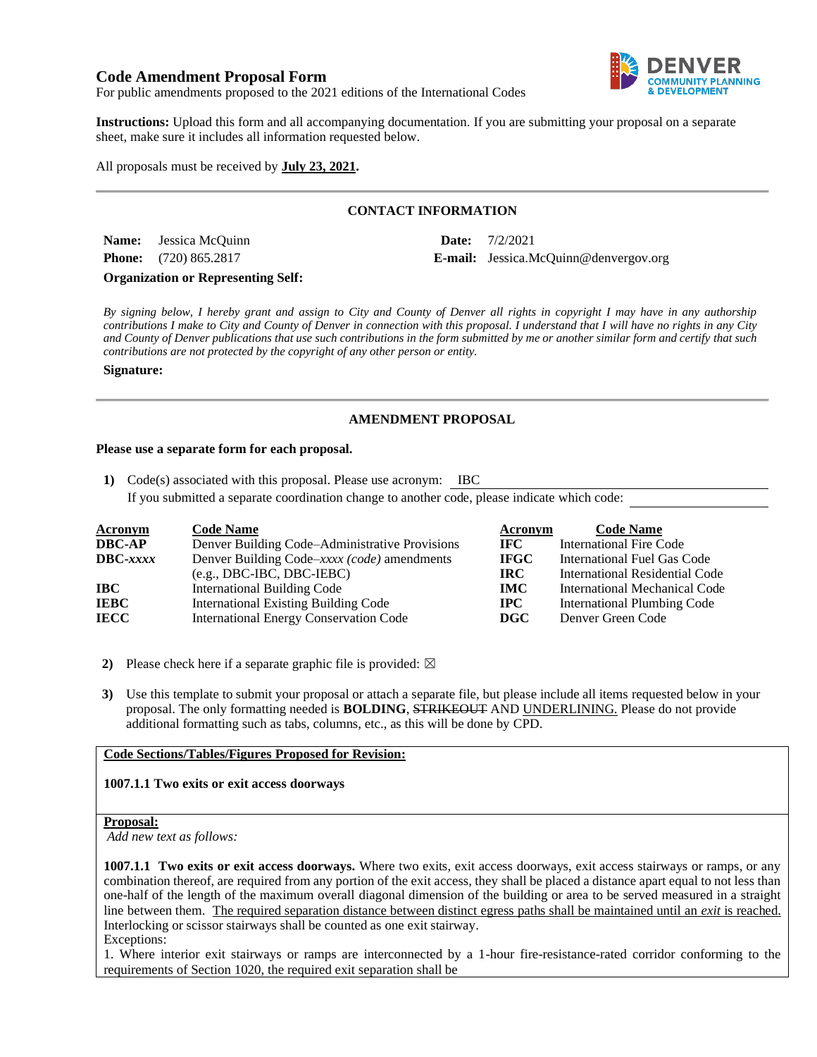# Code Amendment Proposal Form

For public amendments proposed to the 2021 editions of the International Codes

**Instructions:** Upload this form and all accompanying documentation. If you are submitting your proposal on a separate sheet, make sure it includes all information requested below.

All proposals must be received by **July 23, 2021.**

## CONTACT INFORMATION

**Name:** Jessica McQuinn  **Date:** 7/2/2021

**Phone:** (720) 865.2817  **E-mail:** Jessica.McQuinn@denvergov.org

**Organization or Representing Self:**

*By signing below, I hereby grant and assign to City and County of Denver all rights in copyright I may have in any authorship contributions I make to City and County of Denver in connection with this proposal. I understand that I will have no rights in any City and County of Denver publications that use such contributions in the form submitted by me or another similar form and certify that such contributions are not protected by the copyright of any other person or entity.*

**Signature:**

## AMENDMENT PROPOSAL

**Please use a separate form for each proposal.**

**1)** Code(s) associated with this proposal. Please use acronym: IBC

If you submitted a separate coordination change to another code, please indicate which code:

| Acronym | Code Name | Acronym | Code Name |
|---|---|---|---|
| **DBC-AP** | Denver Building Code–Administrative Provisions | **IFC** | International Fire Code |
| **DBC-*xxxx*** | Denver Building Code–*xxxx (code)* amendments (e.g., DBC-IBC, DBC-IEBC) | **IFGC** | International Fuel Gas Code |
| | | **IRC** | International Residential Code |
| **IBC** | International Building Code | **IMC** | International Mechanical Code |
| **IEBC** | International Existing Building Code | **IPC** | International Plumbing Code |
| **IECC** | International Energy Conservation Code | **DGC** | Denver Green Code |

**2)** Please check here if a separate graphic file is provided: ☒

**3)** Use this template to submit your proposal or attach a separate file, but please include all items requested below in your proposal. The only formatting needed is **BOLDING**, ~~STRIKEOUT~~ AND <u>UNDERLINING.</u> Please do not provide additional formatting such as tabs, columns, etc., as this will be done by CPD.

**<u>Code Sections/Tables/Figures Proposed for Revision:</u>**

**1007.1.1 Two exits or exit access doorways**

**<u>Proposal:</u>**

*Add new text as follows:*

**1007.1.1 Two exits or exit access doorways.** Where two exits, exit access doorways, exit access stairways or ramps, or any combination thereof, are required from any portion of the exit access, they shall be placed a distance apart equal to not less than one-half of the length of the maximum overall diagonal dimension of the building or area to be served measured in a straight line between them. <u>The required separation distance between distinct egress paths shall be maintained until an *exit* is reached.</u> Interlocking or scissor stairways shall be counted as one exit stairway.

Exceptions:

1. Where interior exit stairways or ramps are interconnected by a 1-hour fire-resistance-rated corridor conforming to the requirements of Section 1020, the required exit separation shall be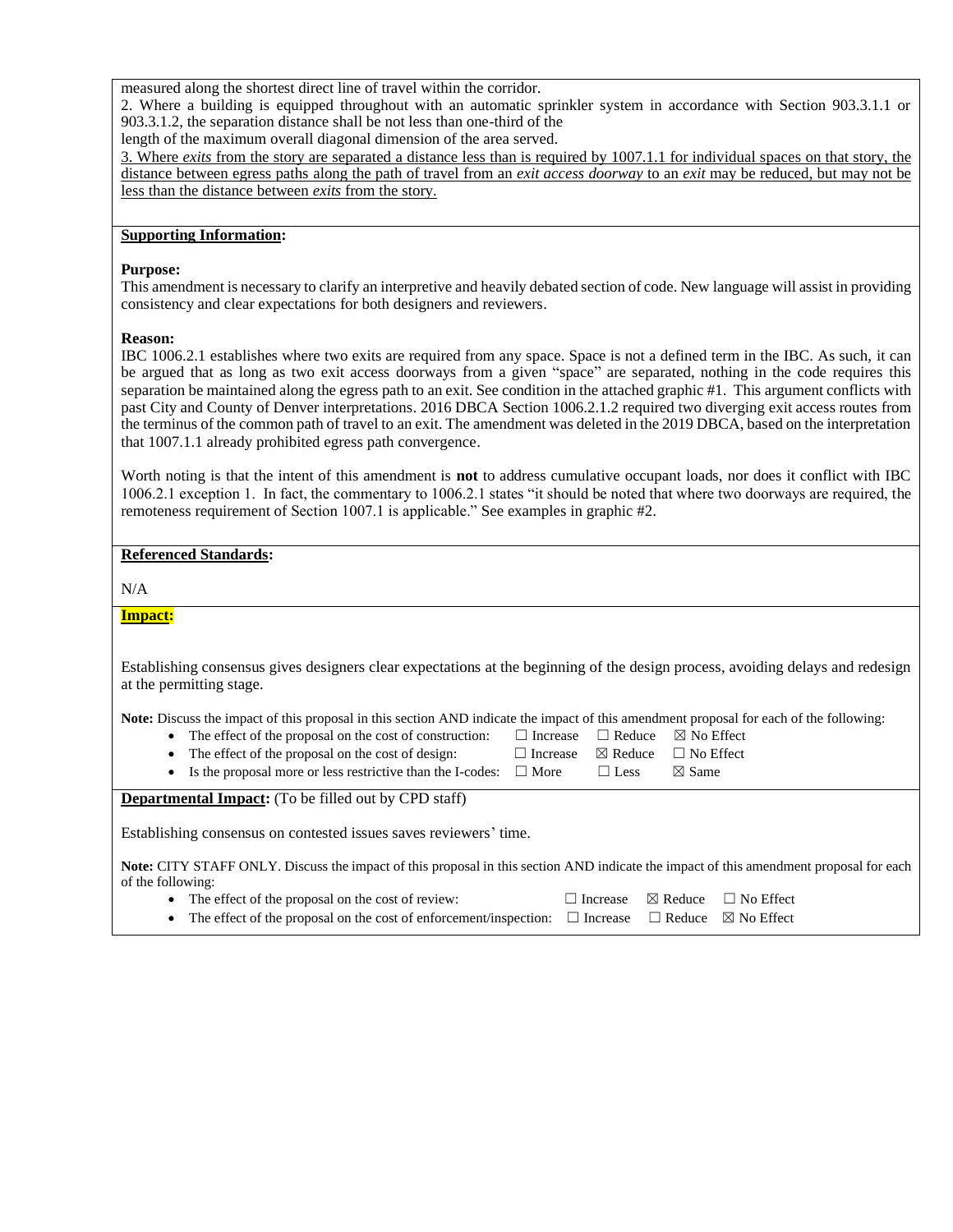measured along the shortest direct line of travel within the corridor.

2. Where a building is equipped throughout with an automatic sprinkler system in accordance with Section 903.3.1.1 or 903.3.1.2, the separation distance shall be not less than one-third of the length of the maximum overall diagonal dimension of the area served.

<u>3. Where *exits* from the story are separated a distance less than is required by 1007.1.1 for individual spaces on that story, the distance between egress paths along the path of travel from an *exit access doorway* to an *exit* may be reduced, but may not be less than the distance between *exits* from the story.</u>

**<u>Supporting Information</u>:**

**Purpose:**

This amendment is necessary to clarify an interpretive and heavily debated section of code. New language will assist in providing consistency and clear expectations for both designers and reviewers.

**Reason:**

IBC 1006.2.1 establishes where two exits are required from any space. Space is not a defined term in the IBC. As such, it can be argued that as long as two exit access doorways from a given "space" are separated, nothing in the code requires this separation be maintained along the egress path to an exit. See condition in the attached graphic #1. This argument conflicts with past City and County of Denver interpretations. 2016 DBCA Section 1006.2.1.2 required two diverging exit access routes from the terminus of the common path of travel to an exit. The amendment was deleted in the 2019 DBCA, based on the interpretation that 1007.1.1 already prohibited egress path convergence.

Worth noting is that the intent of this amendment is **not** to address cumulative occupant loads, nor does it conflict with IBC 1006.2.1 exception 1. In fact, the commentary to 1006.2.1 states "it should be noted that where two doorways are required, the remoteness requirement of Section 1007.1 is applicable." See examples in graphic #2.

**<u>Referenced Standards</u>:**

N/A

**<u>Impact</u>:**

Establishing consensus gives designers clear expectations at the beginning of the design process, avoiding delays and redesign at the permitting stage.

**Note:** Discuss the impact of this proposal in this section AND indicate the impact of this amendment proposal for each of the following:

- The effect of the proposal on the cost of construction: ☐ Increase ☐ Reduce ☒ No Effect
- The effect of the proposal on the cost of design: ☐ Increase ☒ Reduce ☐ No Effect
- Is the proposal more or less restrictive than the I-codes: ☐ More ☐ Less ☒ Same

**<u>Departmental Impact</u>:** (To be filled out by CPD staff)

Establishing consensus on contested issues saves reviewers' time.

**Note:** CITY STAFF ONLY. Discuss the impact of this proposal in this section AND indicate the impact of this amendment proposal for each of the following:

- The effect of the proposal on the cost of review: ☐ Increase ☒ Reduce ☐ No Effect
- The effect of the proposal on the cost of enforcement/inspection: ☐ Increase ☐ Reduce ☒ No Effect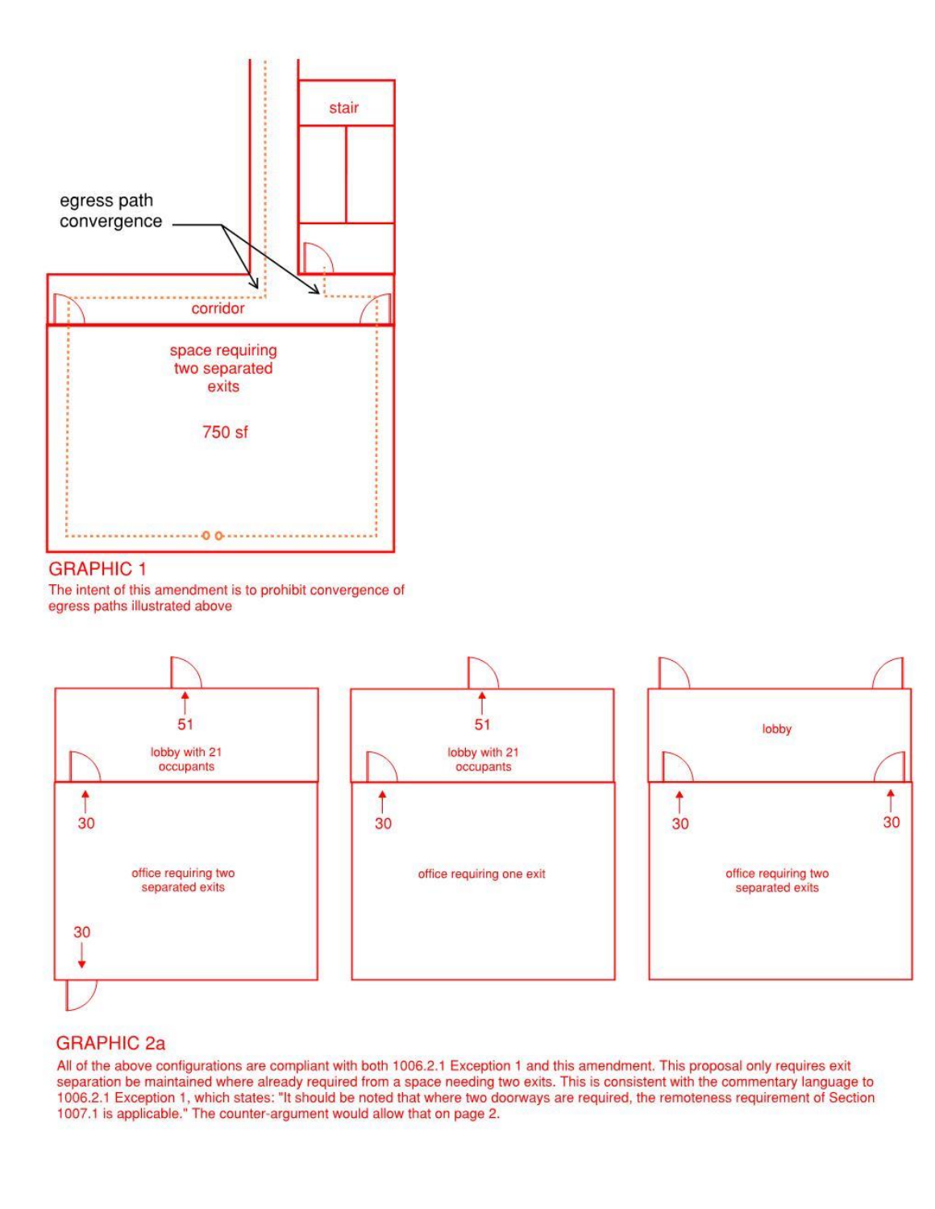GRAPHIC 1

The intent of this amendment is to prohibit convergence of egress paths illustrated above

GRAPHIC 2a

All of the above configurations are compliant with both 1006.2.1 Exception 1 and this amendment. This proposal only requires exit separation be maintained where already required from a space needing two exits. This is consistent with the commentary language to 1006.2.1 Exception 1, which states: "It should be noted that where two doorways are required, the remoteness requirement of Section 1007.1 is applicable." The counter-argument would allow that on page 2.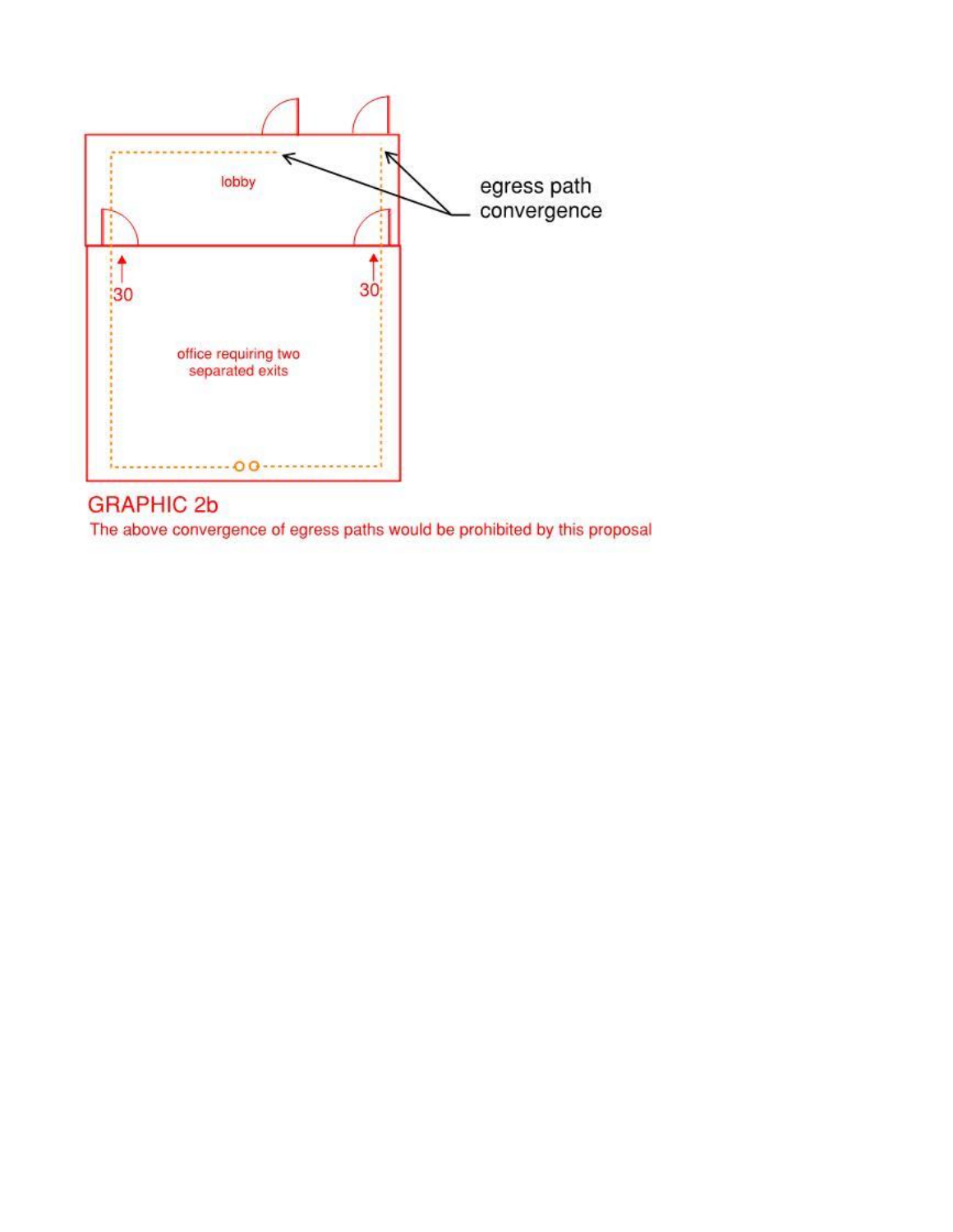lobby

egress path convergence

30

30

office requiring two separated exits

GRAPHIC 2b

The above convergence of egress paths would be prohibited by this proposal